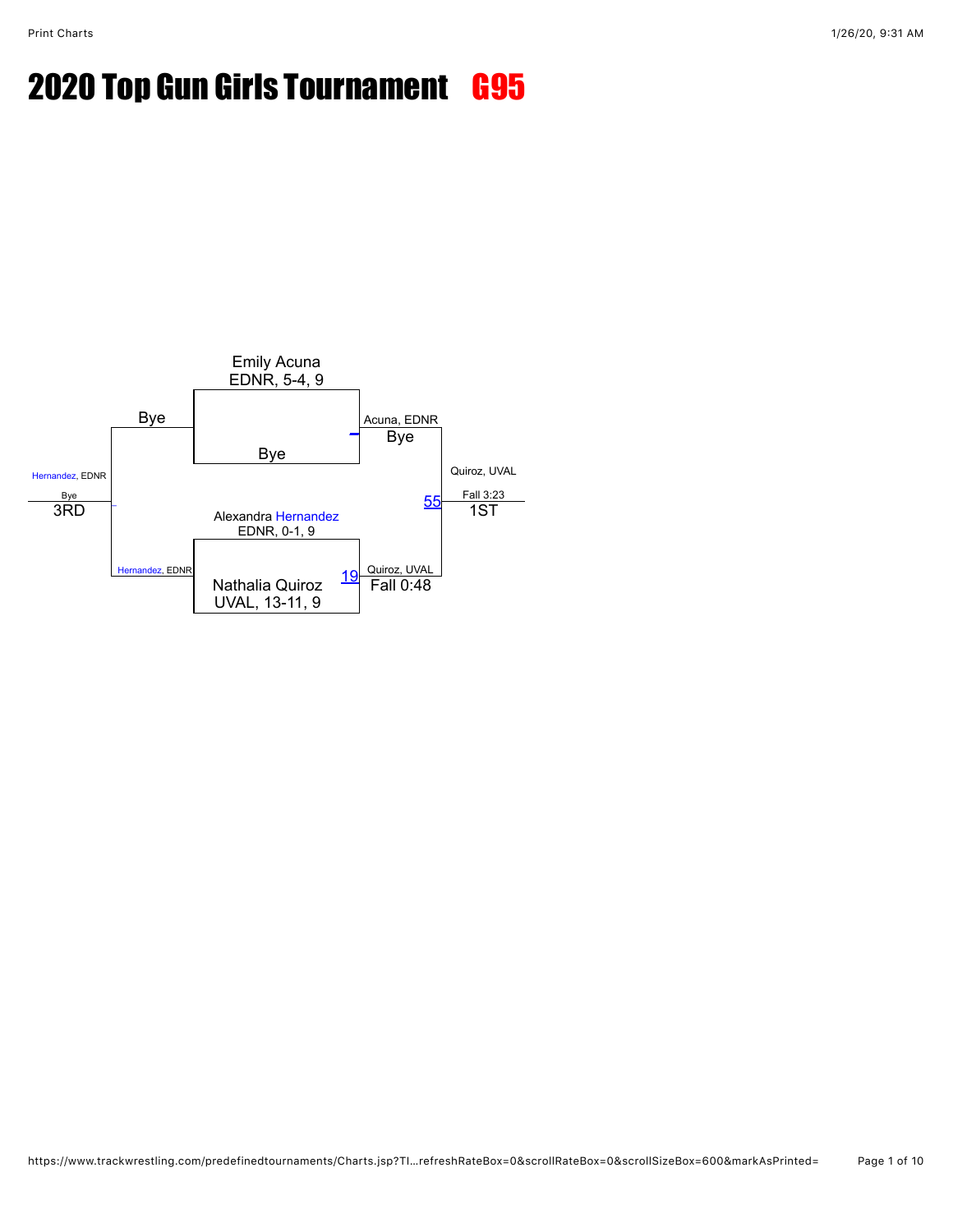# 2020 Top Gun Girls Tournament G95

Emily Acuna
EDNR, 5-4, 9

Bye

Acuna, EDNR
Bye

Alexandra Hernandez
EDNR, 0-1, 9

19

Nathalia Quiroz
UVAL, 13-11, 9

Quiroz, UVAL
Fall 0:48

55

Quiroz, UVAL
Fall 3:23
1ST

Bye

Hernandez, EDNR

Hernandez, EDNR
Bye
3RD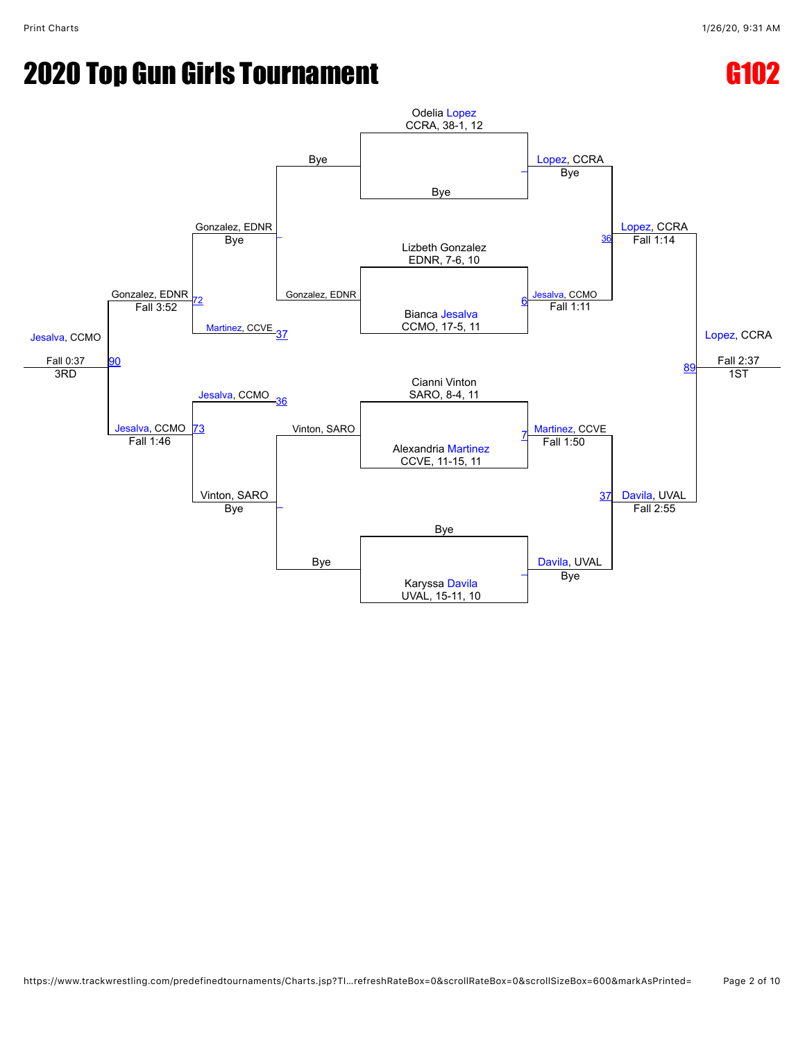# 2020 Top Gun Girls Tournament

## G102

### Championship Bracket

**First Round**

- Odelia Lopez, CCRA, 38-1, 12 vs. Bye — Lopez, CCRA (Bye)
- Lizbeth Gonzalez, EDNR, 7-6, 10 vs. Bianca Jesalva, CCMO, 17-5, 11 — Match 6 — Jesalva, CCMO (Fall 1:11)
- Cianni Vinton, SARO, 8-4, 11 vs. Alexandria Martinez, CCVE, 11-15, 11 — Match 7 — Martinez, CCVE (Fall 1:50)
- Bye vs. Karyssa Davila, UVAL, 15-11, 10 — Davila, UVAL (Bye)

**Semifinals**

- Lopez, CCRA vs. Jesalva, CCMO — Match 36 — Lopez, CCRA (Fall 1:14)
- Martinez, CCVE vs. Davila, UVAL — Match 37 — Davila, UVAL (Fall 2:55)

**Final (1ST)**

- Lopez, CCRA vs. Davila, UVAL — Match 89 — Lopez, CCRA (Fall 2:37) — 1ST

### Consolation Bracket

**First Round**

- Bye vs. Gonzalez, EDNR — Gonzalez, EDNR (Bye)
- Vinton, SARO vs. Bye — Vinton, SARO (Bye)

**Second Round**

- Gonzalez, EDNR vs. Martinez, CCVE — Match 72 — Gonzalez, EDNR (Fall 3:52)
- Jesalva, CCMO vs. Vinton, SARO — Match 73 — Jesalva, CCMO (Fall 1:46)

**3rd Place**

- Gonzalez, EDNR vs. Jesalva, CCMO — Match 90 — Jesalva, CCMO (Fall 0:37) — 3RD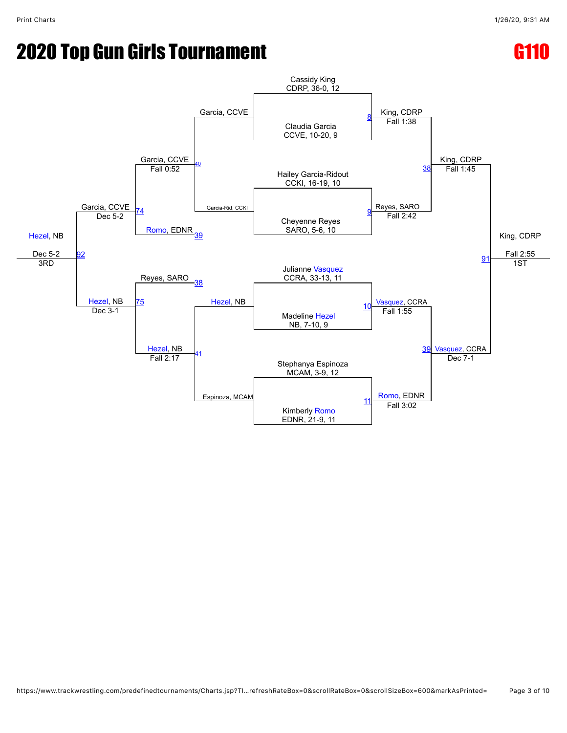# 2020 Top Gun Girls Tournament

# G110

## Championship Bracket

### First Round

| Bout | Wrestler 1 | Wrestler 2 | Winner | Result |
|---|---|---|---|---|
| 8 | Cassidy King, CDRP, 36-0, 12 | Claudia Garcia, CCVE, 10-20, 9 | King, CDRP | Fall 1:38 |
| 9 | Hailey Garcia-Ridout, CCKI, 16-19, 10 | Cheyenne Reyes, SARO, 5-6, 10 | Reyes, SARO | Fall 2:42 |
| 10 | Julianne Vasquez, CCRA, 33-13, 11 | Madeline Hezel, NB, 7-10, 9 | Vasquez, CCRA | Fall 1:55 |
| 11 | Stephanya Espinoza, MCAM, 3-9, 12 | Kimberly Romo, EDNR, 21-9, 11 | Romo, EDNR | Fall 3:02 |

### Semifinals

| Bout | Wrestler 1 | Wrestler 2 | Winner | Result |
|---|---|---|---|---|
| 38 | King, CDRP | Reyes, SARO | King, CDRP | Fall 1:45 |
| 39 | Vasquez, CCRA | Romo, EDNR | Vasquez, CCRA | Dec 7-1 |

### Final

| Bout | Wrestler 1 | Wrestler 2 | Winner | Result |
|---|---|---|---|---|
| 91 | King, CDRP | Vasquez, CCRA | King, CDRP (1ST) | Fall 2:55 |

## Consolation Bracket

| Bout | Wrestler 1 | Wrestler 2 | Winner | Result |
|---|---|---|---|---|
| 40 | Garcia, CCVE | Garcia-Rid, CCKI | Garcia, CCVE | Fall 0:52 |
| 41 | Hezel, NB | Espinoza, MCAM | Hezel, NB | Fall 2:17 |
| 74 | Garcia, CCVE | Romo, EDNR | Garcia, CCVE | Dec 5-2 |
| 75 | Reyes, SARO | Hezel, NB | Hezel, NB | Dec 3-1 |
| 92 | Garcia, CCVE | Hezel, NB | Hezel, NB (3RD) | Dec 5-2 |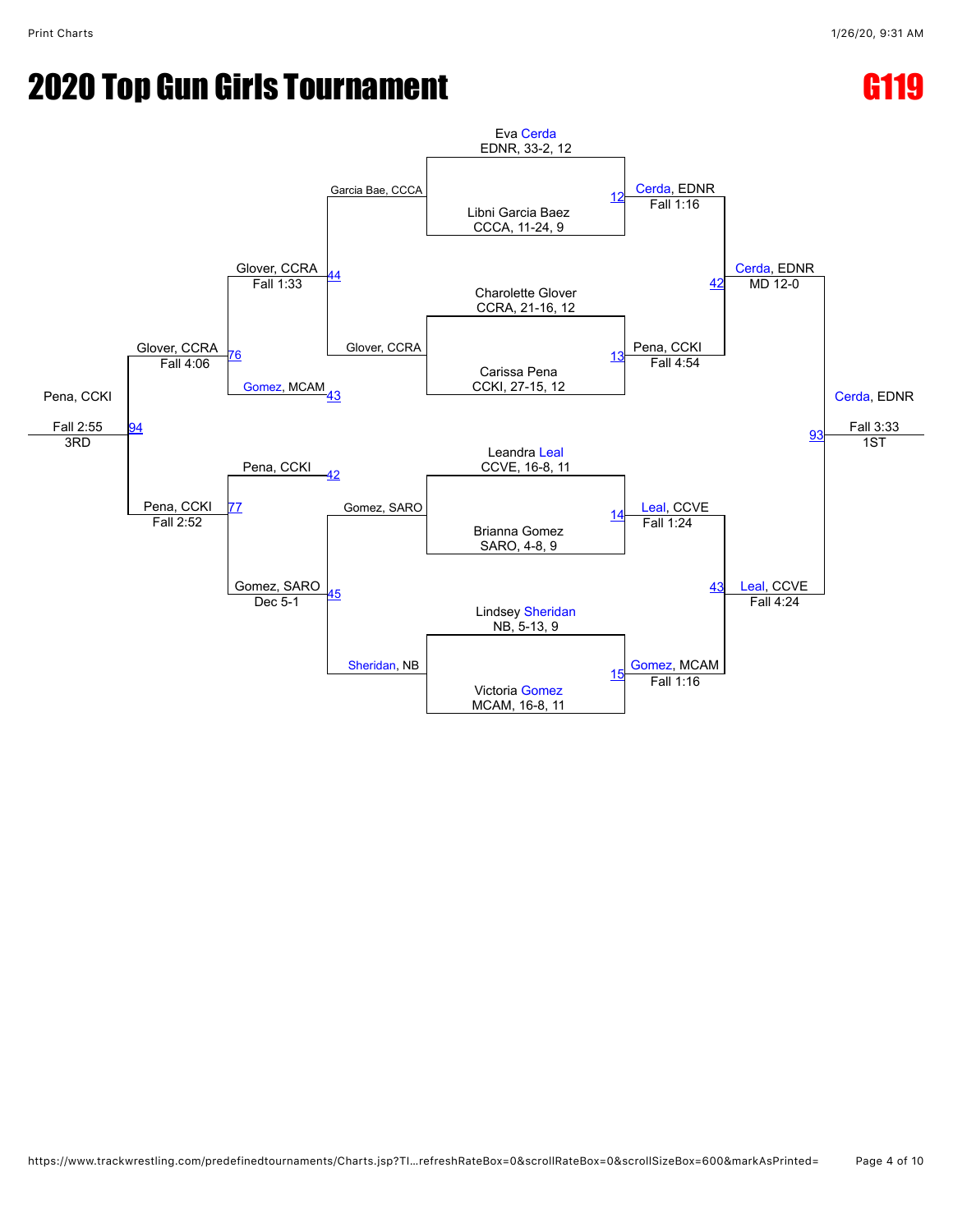# 2020 Top Gun Girls Tournament

## G119

### Championship Bracket

**Match 12**
- Eva Cerda, EDNR, 33-2, 12
- Libni Garcia Baez, CCCA, 11-24, 9
- Winner: Cerda, EDNR — Fall 1:16

**Match 13**
- Charolette Glover, CCRA, 21-16, 12
- Carissa Pena, CCKI, 27-15, 12
- Winner: Pena, CCKI — Fall 4:54

**Match 14**
- Leandra Leal, CCVE, 16-8, 11
- Brianna Gomez, SARO, 4-8, 9
- Winner: Leal, CCVE — Fall 1:24

**Match 15**
- Lindsey Sheridan, NB, 5-13, 9
- Victoria Gomez, MCAM, 16-8, 11
- Winner: Gomez, MCAM — Fall 1:16

**Match 42**
- Cerda, EDNR vs. Pena, CCKI
- Winner: Cerda, EDNR — MD 12-0

**Match 43**
- Leal, CCVE vs. Gomez, MCAM
- Winner: Leal, CCVE — Fall 4:24

**Match 93 (1ST)**
- Cerda, EDNR vs. Leal, CCVE
- Winner: Cerda, EDNR — Fall 3:33 — 1ST

### Consolation Bracket

**Match 44**
- Garcia Bae, CCCA vs. Glover, CCRA
- Winner: Glover, CCRA — Fall 1:33

**Match 45**
- Gomez, SARO vs. Sheridan, NB
- Winner: Gomez, SARO — Dec 5-1

**Match 76**
- Glover, CCRA vs. Gomez, MCAM (43)
- Winner: Glover, CCRA — Fall 4:06

**Match 77**
- Pena, CCKI (42) vs. Gomez, SARO
- Winner: Pena, CCKI — Fall 2:52

**Match 94 (3RD)**
- Glover, CCRA vs. Pena, CCKI
- Winner: Pena, CCKI — Fall 2:55 — 3RD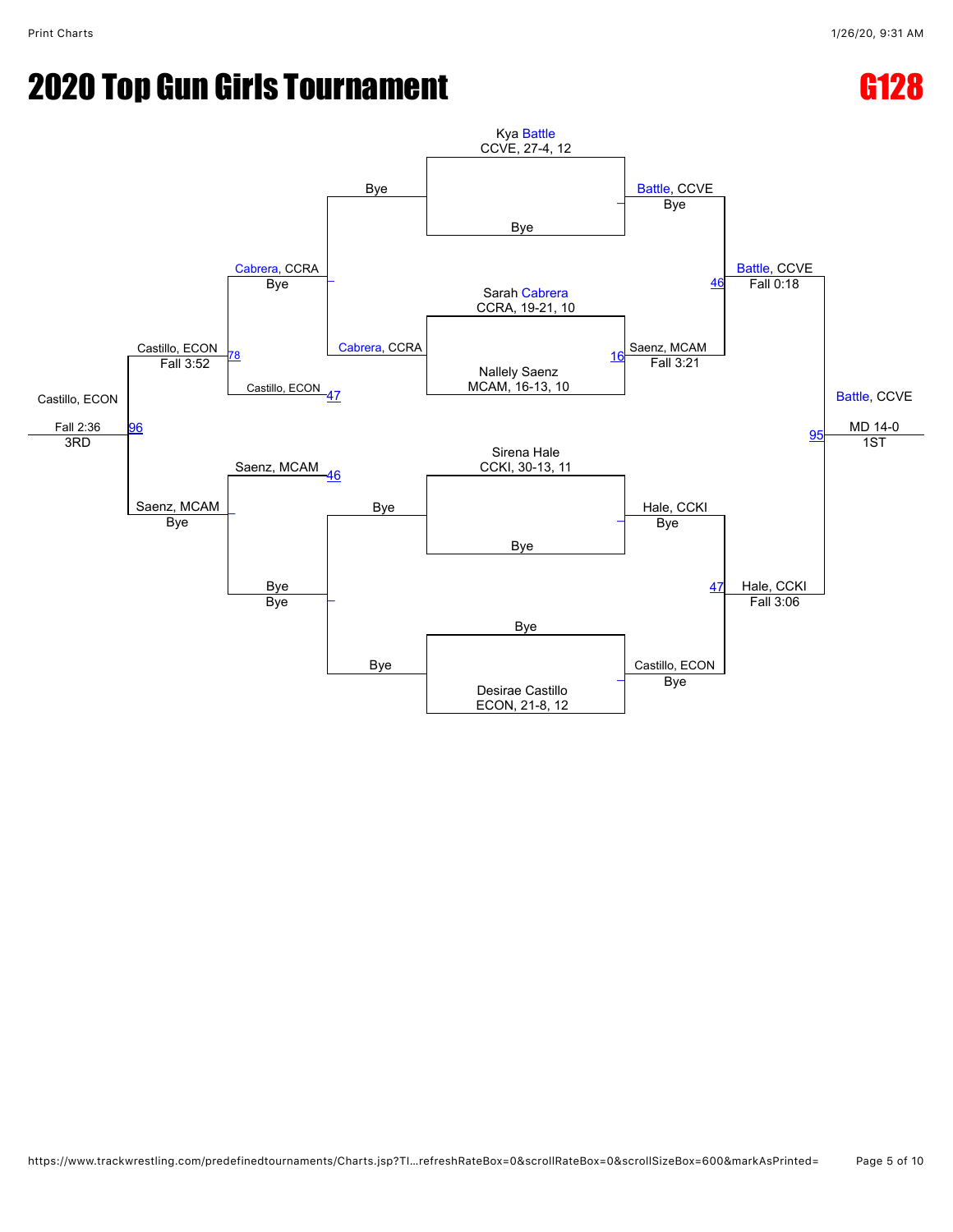# 2020 Top Gun Girls Tournament

## G128

### Championship Bracket

**First Round**

- Kya Battle, CCVE, 27-4, 12 vs. Bye — Battle, CCVE (Bye)
- Sarah Cabrera, CCRA, 19-21, 10 vs. Nallely Saenz, MCAM, 16-13, 10 — Saenz, MCAM (Fall 3:21) [16]
- Sirena Hale, CCKI, 30-13, 11 vs. Bye — Hale, CCKI (Bye)
- Bye vs. Desirae Castillo, ECON, 21-8, 12 — Castillo, ECON (Bye)

**Semifinals**

- Battle, CCVE vs. Saenz, MCAM — Battle, CCVE (Fall 0:18) [46]
- Hale, CCKI vs. Castillo, ECON — Hale, CCKI (Fall 3:06) [47]

**Final**

- Battle, CCVE vs. Hale, CCKI — Battle, CCVE (MD 14-0) [95] — 1ST

### Consolation Bracket

**First Round**

- Bye vs. Cabrera, CCRA — Cabrera, CCRA (Bye)
- Bye vs. Bye — Bye (Bye)

**Second Round**

- Cabrera, CCRA vs. Castillo, ECON — Castillo, ECON [47]
- Saenz, MCAM [46] vs. Bye — Saenz, MCAM (Bye)

**Third Round**

- Cabrera, CCRA vs. Castillo, ECON — Castillo, ECON (Fall 3:52) [78]

**3rd Place**

- Castillo, ECON vs. Saenz, MCAM — Castillo, ECON (Fall 2:36) [96] — 3RD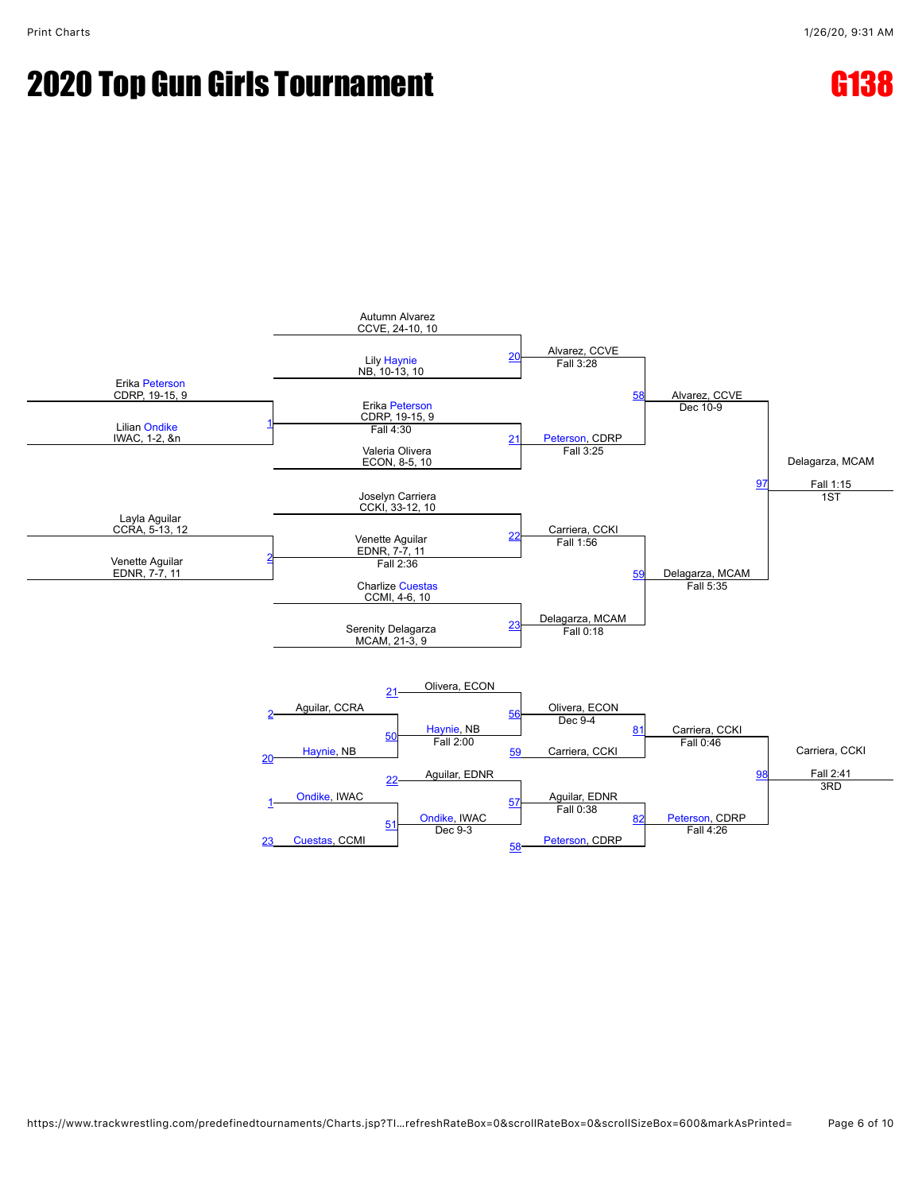# 2020 Top Gun Girls Tournament

## G138

### Championship Bracket

**Match 1:** Erika Peterson, CDRP, 19-15, 9 vs. Lilian Ondike, IWAC, 1-2, &n — Winner: Erika Peterson, CDRP, 19-15, 9 (Fall 4:30)

**Match 2:** Layla Aguilar, CCRA, 5-13, 12 vs. Venette Aguilar, EDNR, 7-7, 11 — Winner: Venette Aguilar, EDNR, 7-7, 11 (Fall 2:36)

**Match 20:** Autumn Alvarez, CCVE, 24-10, 10 vs. Lily Haynie, NB, 10-13, 10 — Winner: Alvarez, CCVE (Fall 3:28)

**Match 21:** Erika Peterson, CDRP, 19-15, 9 vs. Valeria Olivera, ECON, 8-5, 10 — Winner: Peterson, CDRP (Fall 3:25)

**Match 22:** Joselyn Carriera, CCKI, 33-12, 10 vs. Venette Aguilar, EDNR, 7-7, 11 — Winner: Carriera, CCKI (Fall 1:56)

**Match 23:** Charlize Cuestas, CCMI, 4-6, 10 vs. Serenity Delagarza, MCAM, 21-3, 9 — Winner: Delagarza, MCAM (Fall 0:18)

**Match 58:** Alvarez, CCVE vs. Peterson, CDRP — Winner: Alvarez, CCVE (Dec 10-9)

**Match 59:** Carriera, CCKI vs. Delagarza, MCAM — Winner: Delagarza, MCAM (Fall 5:35)

**Match 97:** Alvarez, CCVE vs. Delagarza, MCAM — Winner: Delagarza, MCAM (Fall 1:15) — 1ST

### Consolation Bracket

**Match 50:** Aguilar, CCRA (L2) vs. Haynie, NB (L20) — Winner: Haynie, NB (Fall 2:00)

**Match 51:** Ondike, IWAC (L1) vs. Cuestas, CCMI (L23) — Winner: Ondike, IWAC (Dec 9-3)

**Match 56:** Olivera, ECON (L21) vs. Haynie, NB — Winner: Olivera, ECON (Dec 9-4)

**Match 57:** Aguilar, EDNR (L22) vs. Ondike, IWAC — Winner: Aguilar, EDNR (Fall 0:38)

**Match 81:** Olivera, ECON vs. Carriera, CCKI (L59) — Winner: Carriera, CCKI (Fall 0:46)

**Match 82:** Aguilar, EDNR vs. Peterson, CDRP (L58) — Winner: Peterson, CDRP (Fall 4:26)

**Match 98:** Carriera, CCKI vs. Peterson, CDRP — Winner: Carriera, CCKI (Fall 2:41) — 3RD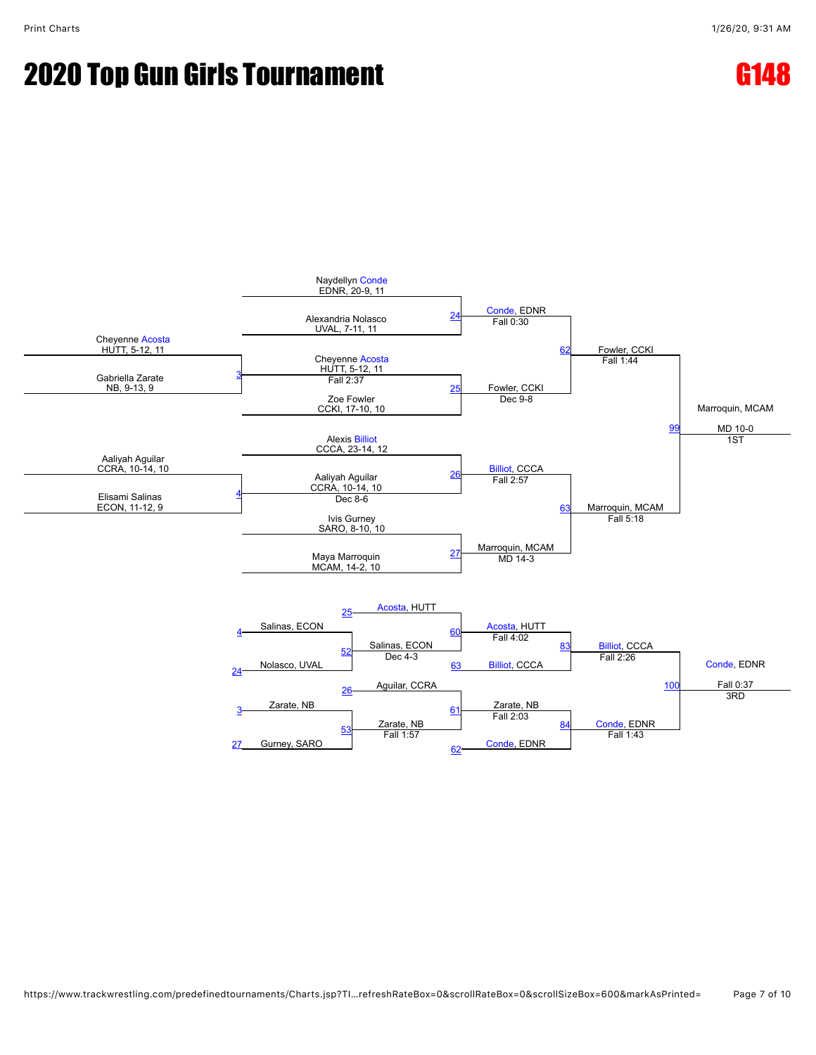# 2020 Top Gun Girls Tournament

# G148

## Championship Bracket

**Preliminary Round**

- Match 3: Cheyenne Acosta (HUTT, 5-12, 11) vs. Gabriella Zarate (NB, 9-13, 9) — Acosta, Fall 2:37
- Match 4: Aaliyah Aguilar (CCRA, 10-14, 10) vs. Elisami Salinas (ECON, 11-12, 9) — Aguilar, Dec 8-6

**Quarterfinals**

- Match 24: Naydellyn Conde (EDNR, 20-9, 11) vs. Alexandria Nolasco (UVAL, 7-11, 11) — Conde, EDNR, Fall 0:30
- Match 25: Cheyenne Acosta (HUTT, 5-12, 11) vs. Zoe Fowler (CCKI, 17-10, 10) — Fowler, CCKI, Dec 9-8
- Match 26: Alexis Billiot (CCCA, 23-14, 12) vs. Aaliyah Aguilar (CCRA, 10-14, 10) — Billiot, CCCA, Fall 2:57
- Match 27: Ivis Gurney (SARO, 8-10, 10) vs. Maya Marroquin (MCAM, 14-2, 10) — Marroquin, MCAM, MD 14-3

**Semifinals**

- Match 62: Conde, EDNR vs. Fowler, CCKI — Fowler, CCKI, Fall 1:44
- Match 63: Billiot, CCCA vs. Marroquin, MCAM — Marroquin, MCAM, Fall 5:18

**Final**

- Match 99: Fowler, CCKI vs. Marroquin, MCAM — Marroquin, MCAM, MD 10-0 — 1ST

## Consolation Bracket

- Match 52: Salinas, ECON (L4) vs. Nolasco, UVAL (L24) — Salinas, ECON, Dec 4-3
- Match 53: Zarate, NB (L3) vs. Gurney, SARO (L27) — Zarate, NB, Fall 1:57
- Match 60: Acosta, HUTT (L25) vs. Salinas, ECON — Acosta, HUTT, Fall 4:02
- Match 61: Aguilar, CCRA (L26) vs. Zarate, NB — Zarate, NB, Fall 2:03
- Match 83: Acosta, HUTT vs. Billiot, CCCA (L63) — Billiot, CCCA, Fall 2:26
- Match 84: Zarate, NB vs. Conde, EDNR (L62) — Conde, EDNR, Fall 1:43
- Match 100: Billiot, CCCA vs. Conde, EDNR — Conde, EDNR, Fall 0:37 — 3RD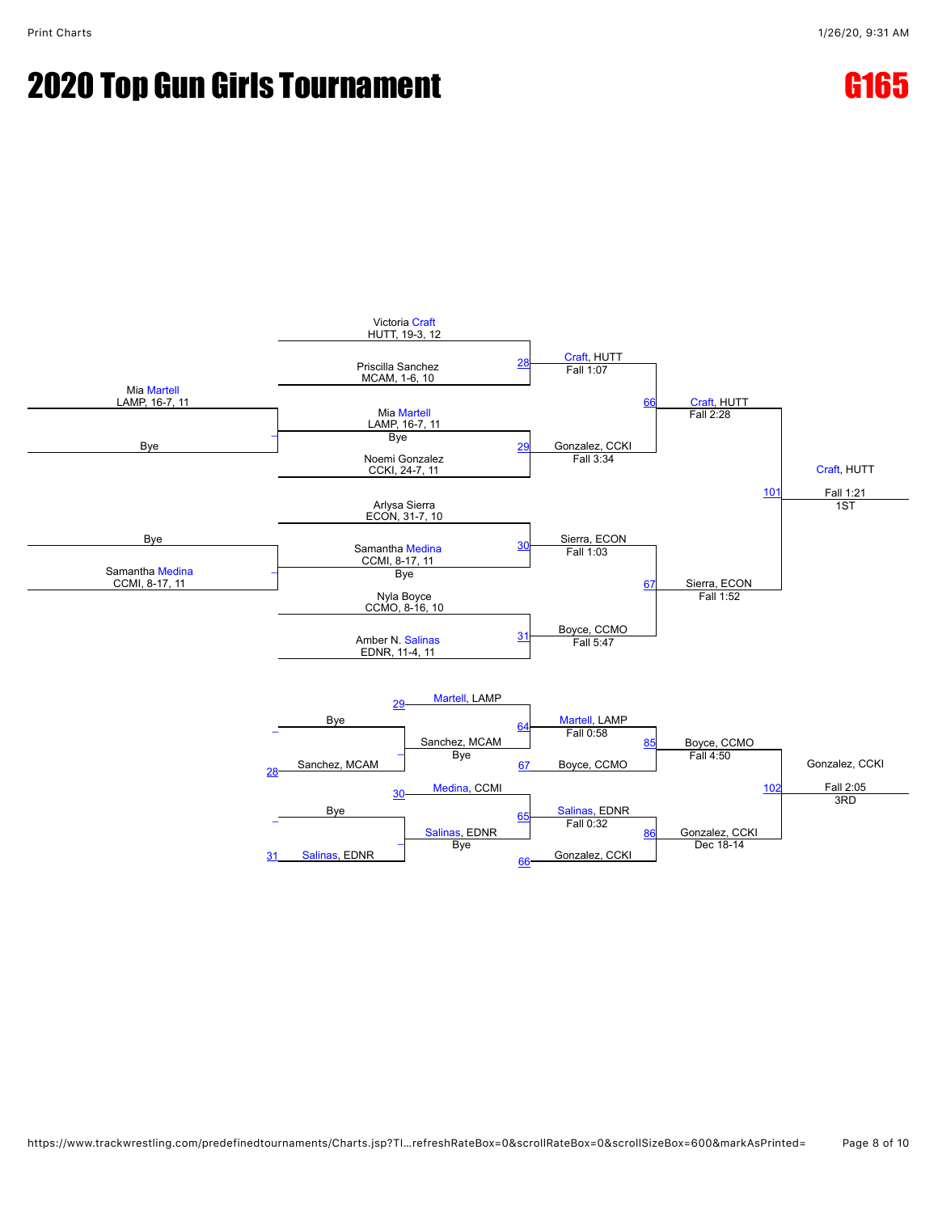# 2020 Top Gun Girls Tournament

## G165

### Championship Bracket

**Pigtail / Preliminary Round**

| Match | Wrestler 1 | Wrestler 2 | Winner |
| --- | --- | --- | --- |
| – | Mia Martell, LAMP, 16-7, 11 | Bye | Mia Martell, LAMP, 16-7, 11 |
| – | Bye | Samantha Medina, CCMI, 8-17, 11 | Samantha Medina, CCMI, 8-17, 11 |

**Quarterfinals**

| Match | Wrestler 1 | Wrestler 2 | Winner | Result |
| --- | --- | --- | --- | --- |
| 28 | Victoria Craft, HUTT, 19-3, 12 | Priscilla Sanchez, MCAM, 1-6, 10 | Craft, HUTT | Fall 1:07 |
| 29 | Mia Martell, LAMP, 16-7, 11 | Noemi Gonzalez, CCKI, 24-7, 11 | Gonzalez, CCKI | Fall 3:34 |
| 30 | Arlysa Sierra, ECON, 31-7, 10 | Samantha Medina, CCMI, 8-17, 11 | Sierra, ECON | Fall 1:03 |
| 31 | Nyla Boyce, CCMO, 8-16, 10 | Amber N. Salinas, EDNR, 11-4, 11 | Boyce, CCMO | Fall 5:47 |

**Semifinals**

| Match | Wrestler 1 | Wrestler 2 | Winner | Result |
| --- | --- | --- | --- | --- |
| 66 | Craft, HUTT | Gonzalez, CCKI | Craft, HUTT | Fall 2:28 |
| 67 | Sierra, ECON | Boyce, CCMO | Sierra, ECON | Fall 1:52 |

**Final**

| Match | Wrestler 1 | Wrestler 2 | Winner | Result | Place |
| --- | --- | --- | --- | --- | --- |
| 101 | Craft, HUTT | Sierra, ECON | Craft, HUTT | Fall 1:21 | 1ST |

### Consolation Bracket

**First Round**

| Match | Wrestler 1 | Wrestler 2 | Winner |
| --- | --- | --- | --- |
| – | Bye | Sanchez, MCAM (L28) | Sanchez, MCAM |
| – | Bye | Salinas, EDNR (L31) | Salinas, EDNR |

**Second Round**

| Match | Wrestler 1 | Wrestler 2 | Winner | Result |
| --- | --- | --- | --- | --- |
| – | Martell, LAMP (L29) | Sanchez, MCAM | Martell, LAMP | Bye |
| – | Medina, CCMI (L30) | Salinas, EDNR | Salinas, EDNR | Bye |

**Third Round**

| Match | Wrestler 1 | Wrestler 2 | Winner | Result |
| --- | --- | --- | --- | --- |
| 64 | Martell, LAMP | Boyce, CCMO (L67) | Martell, LAMP | Fall 0:58 |
| 65 | Salinas, EDNR | Gonzalez, CCKI (L66) | Salinas, EDNR | Fall 0:32 |

**Consolation Semifinals**

| Match | Wrestler 1 | Wrestler 2 | Winner | Result |
| --- | --- | --- | --- | --- |
| 85 | Martell, LAMP | Boyce, CCMO | Boyce, CCMO | Fall 4:50 |
| 86 | Salinas, EDNR | Gonzalez, CCKI | Gonzalez, CCKI | Dec 18-14 |

**3rd Place**

| Match | Wrestler 1 | Wrestler 2 | Winner | Result | Place |
| --- | --- | --- | --- | --- | --- |
| 102 | Boyce, CCMO | Gonzalez, CCKI | Gonzalez, CCKI | Fall 2:05 | 3RD |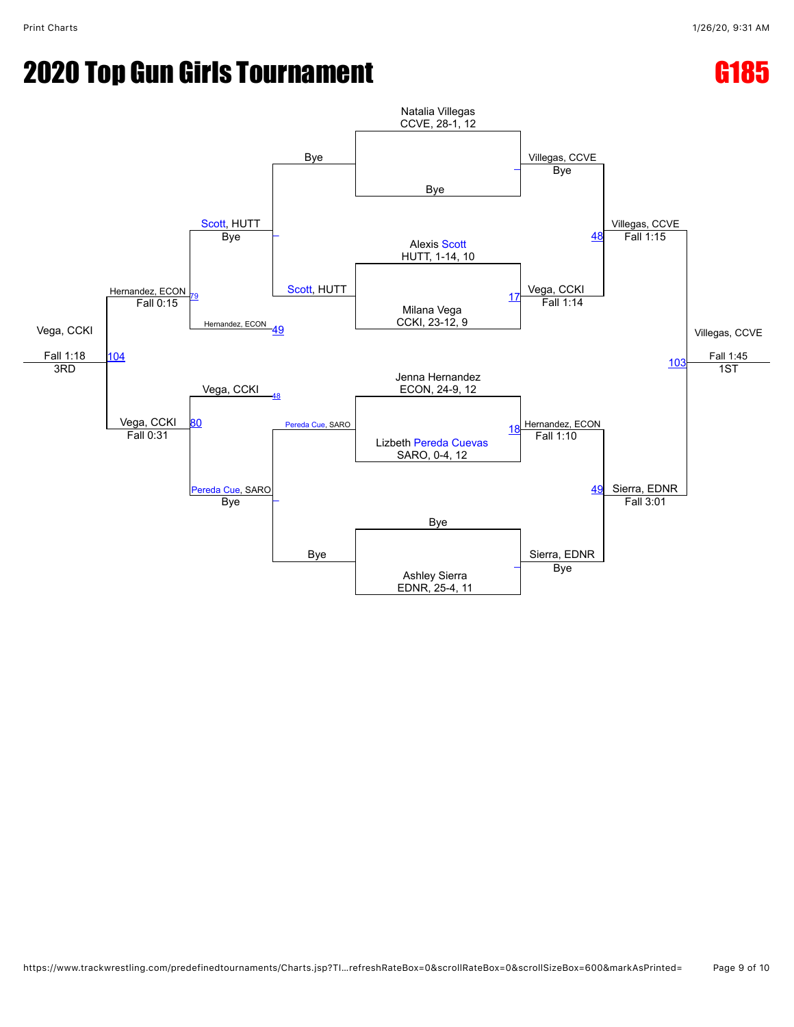# 2020 Top Gun Girls Tournament

## G185

**Championship Bracket**

- Natalia Villegas, CCVE, 28-1, 12 vs Bye — Villegas, CCVE (Bye)
- Alexis Scott, HUTT, 1-14, 10 vs Milana Vega, CCKI, 23-12, 9 — Match 17: Vega, CCKI (Fall 1:14)
- Jenna Hernandez, ECON, 24-9, 12 vs Lizbeth Pereda Cuevas, SARO, 0-4, 12 — Match 18: Hernandez, ECON (Fall 1:10)
- Bye vs Ashley Sierra, EDNR, 25-4, 11 — Sierra, EDNR (Bye)

Semifinals:

- Match 48: Villegas, CCVE vs Vega, CCKI — Villegas, CCVE (Fall 1:15)
- Match 49: Hernandez, ECON vs Sierra, EDNR — Sierra, EDNR (Fall 3:01)

Final:

- Match 103: Villegas, CCVE vs Sierra, EDNR — Villegas, CCVE (Fall 1:45) — 1ST

**Consolation Bracket**

- Bye vs Scott, HUTT — Scott, HUTT (Bye)
- Pereda Cue, SARO vs Bye — Pereda Cue, SARO (Bye)
- Match 79: Scott, HUTT vs Hernandez, ECON (loser of 49) — Hernandez, ECON (Fall 0:15)
- Match 80: Vega, CCKI (loser of 48) vs Pereda Cue, SARO — Vega, CCKI (Fall 0:31)
- Match 104: Hernandez, ECON vs Vega, CCKI — Vega, CCKI (Fall 1:18) — 3RD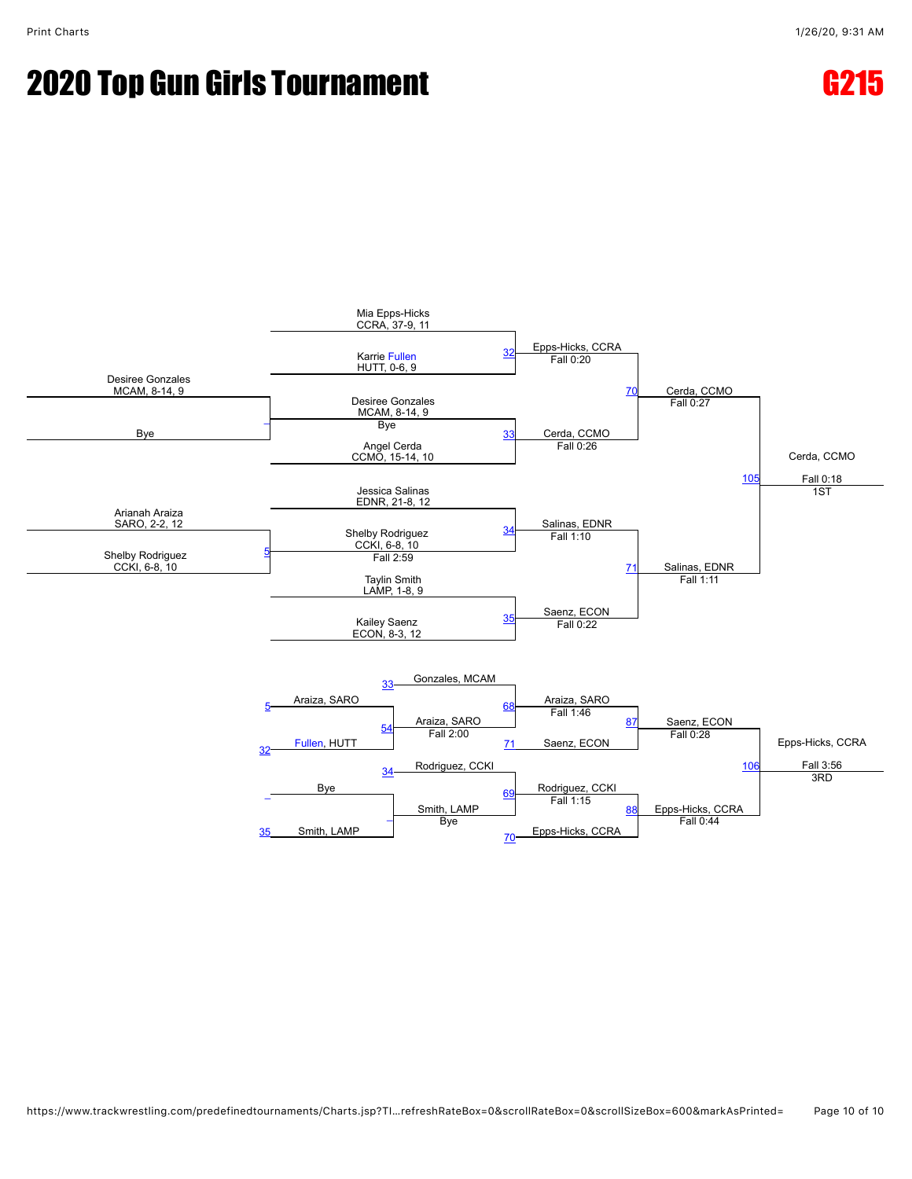# 2020 Top Gun Girls Tournament

# G215

Mia Epps-Hicks
CCRA, 37-9, 11

Karrie Fullen
HUTT, 0-6, 9

32

Epps-Hicks, CCRA
Fall 0:20

Desiree Gonzales
MCAM, 8-14, 9

Bye

–

Desiree Gonzales
MCAM, 8-14, 9

Bye

Angel Cerda
CCMO, 15-14, 10

33

Cerda, CCMO
Fall 0:26

70

Cerda, CCMO
Fall 0:27

Cerda, CCMO

105

Fall 0:18
1ST

Jessica Salinas
EDNR, 21-8, 12

Arianah Araiza
SARO, 2-2, 12

Shelby Rodriguez
CCKI, 6-8, 10

5

Shelby Rodriguez
CCKI, 6-8, 10
Fall 2:59

34

Salinas, EDNR
Fall 1:10

71

Salinas, EDNR
Fall 1:11

Taylin Smith
LAMP, 1-8, 9

Kailey Saenz
ECON, 8-3, 12

35

Saenz, ECON
Fall 0:22

33 Gonzales, MCAM

5 Araiza, SARO

54

Araiza, SARO
Fall 2:00

32 Fullen, HUTT

68

Araiza, SARO
Fall 1:46

71 Saenz, ECON

87

Saenz, ECON
Fall 0:28

Epps-Hicks, CCRA

106

Fall 3:56
3RD

34 Rodriguez, CCKI

– Bye

–

Smith, LAMP
Bye

35 Smith, LAMP

69

Rodriguez, CCKI
Fall 1:15

70 Epps-Hicks, CCRA

88

Epps-Hicks, CCRA
Fall 0:44